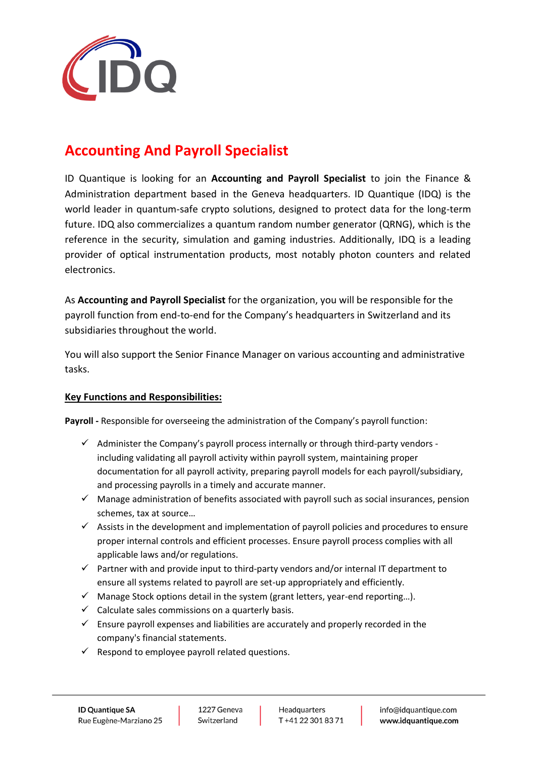# Accounting And Payroll Specialist

ID Quantique is looking for an **Accounting and Payroll Specialist** to join the Finance & Administration department based in the Geneva headquarters. ID Quantique (IDQ) is the world leader in quantum-safe crypto solutions, designed to protect data for the long-term future. IDQ also commercializes a quantum random number generator (QRNG), which is the reference in the security, simulation and gaming industries. Additionally, IDQ is a leading provider of optical instrumentation products, most notably photon counters and related electronics.

As **Accounting and Payroll Specialist** for the organization, you will be responsible for the payroll function from end-to-end for the Company's headquarters in Switzerland and its subsidiaries throughout the world.

You will also support the Senior Finance Manager on various accounting and administrative tasks.

## Key Functions and Responsibilities:

**Payroll -** Responsible for overseeing the administration of the Company's payroll function:

- ✓ Administer the Company's payroll process internally or through third-party vendors - including validating all payroll activity within payroll system, maintaining proper documentation for all payroll activity, preparing payroll models for each payroll/subsidiary, and processing payrolls in a timely and accurate manner.
- ✓ Manage administration of benefits associated with payroll such as social insurances, pension schemes, tax at source…
- ✓ Assists in the development and implementation of payroll policies and procedures to ensure proper internal controls and efficient processes. Ensure payroll process complies with all applicable laws and/or regulations.
- ✓ Partner with and provide input to third-party vendors and/or internal IT department to ensure all systems related to payroll are set-up appropriately and efficiently.
- ✓ Manage Stock options detail in the system (grant letters, year-end reporting…).
- ✓ Calculate sales commissions on a quarterly basis.
- ✓ Ensure payroll expenses and liabilities are accurately and properly recorded in the company's financial statements.
- ✓ Respond to employee payroll related questions.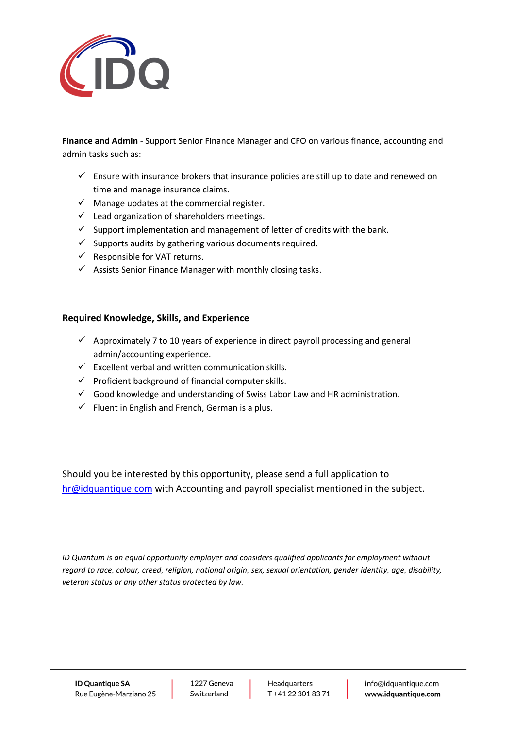**Finance and Admin** - Support Senior Finance Manager and CFO on various finance, accounting and admin tasks such as:

- ✓ Ensure with insurance brokers that insurance policies are still up to date and renewed on time and manage insurance claims.
- ✓ Manage updates at the commercial register.
- ✓ Lead organization of shareholders meetings.
- ✓ Support implementation and management of letter of credits with the bank.
- ✓ Supports audits by gathering various documents required.
- ✓ Responsible for VAT returns.
- ✓ Assists Senior Finance Manager with monthly closing tasks.

## Required Knowledge, Skills, and Experience

- ✓ Approximately 7 to 10 years of experience in direct payroll processing and general admin/accounting experience.
- ✓ Excellent verbal and written communication skills.
- ✓ Proficient background of financial computer skills.
- ✓ Good knowledge and understanding of Swiss Labor Law and HR administration.
- ✓ Fluent in English and French, German is a plus.

Should you be interested by this opportunity, please send a full application to hr@idquantique.com with Accounting and payroll specialist mentioned in the subject.

*ID Quantum is an equal opportunity employer and considers qualified applicants for employment without regard to race, colour, creed, religion, national origin, sex, sexual orientation, gender identity, age, disability, veteran status or any other status protected by law.*